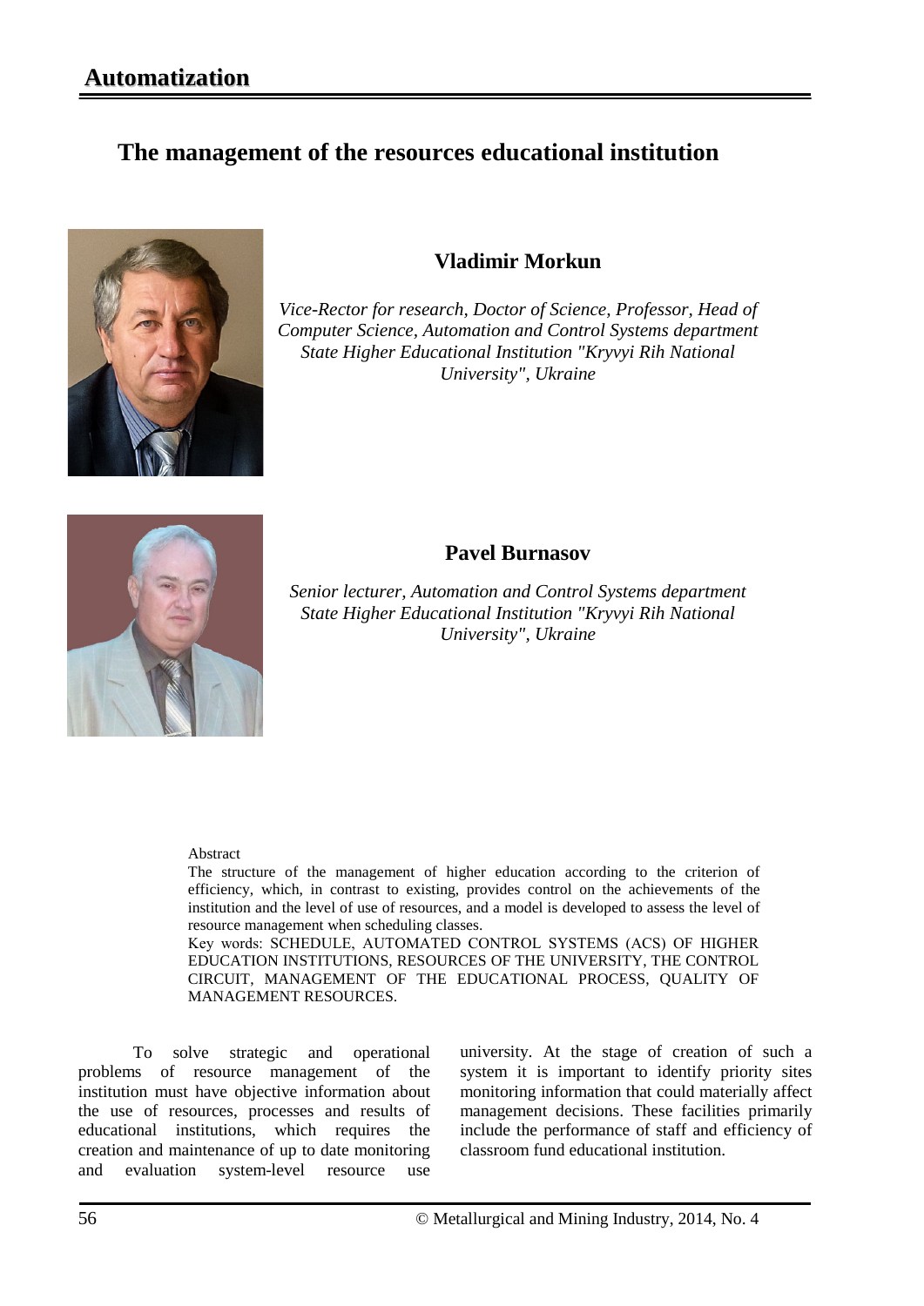# The management of the resources educational institution

## Vladimir Morkun

*Vice-Rector for research, Doctor of Science, Professor, Head of Computer Science, Automation and Control Systems department*
*State Higher Educational Institution "Kryvyi Rih National University", Ukraine*

## Pavel Burnasov

*Senior lecturer, Automation and Control Systems department*
*State Higher Educational Institution "Kryvyi Rih National University", Ukraine*

Abstract

The structure of the management of higher education according to the criterion of efficiency, which, in contrast to existing, provides control on the achievements of the institution and the level of use of resources, and a model is developed to assess the level of resource management when scheduling classes.

Key words: SCHEDULE, AUTOMATED CONTROL SYSTEMS (ACS) OF HIGHER EDUCATION INSTITUTIONS, RESOURCES OF THE UNIVERSITY, THE CONTROL CIRCUIT, MANAGEMENT OF THE EDUCATIONAL PROCESS, QUALITY OF MANAGEMENT RESOURCES.

To solve strategic and operational problems of resource management of the institution must have objective information about the use of resources, processes and results of educational institutions, which requires the creation and maintenance of up to date monitoring and evaluation system-level resource use university. At the stage of creation of such a system it is important to identify priority sites monitoring information that could materially affect management decisions. These facilities primarily include the performance of staff and efficiency of classroom fund educational institution.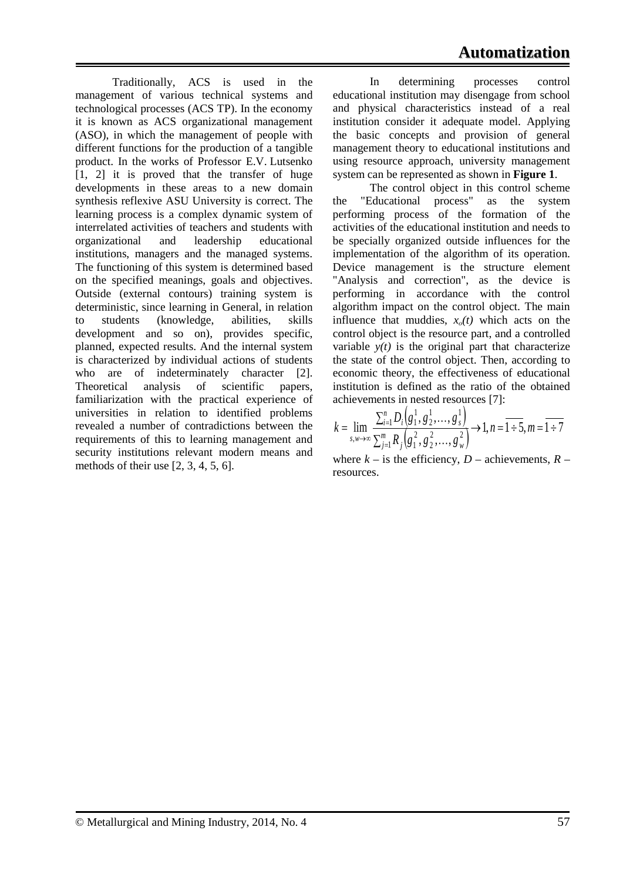Traditionally, ACS is used in the management of various technical systems and technological processes (ACS TP). In the economy it is known as ACS organizational management (ASO), in which the management of people with different functions for the production of a tangible product. In the works of Professor E.V. Lutsenko [1, 2] it is proved that the transfer of huge developments in these areas to a new domain synthesis reflexive ASU University is correct. The learning process is a complex dynamic system of interrelated activities of teachers and students with organizational and leadership educational institutions, managers and the managed systems. The functioning of this system is determined based on the specified meanings, goals and objectives. Outside (external contours) training system is deterministic, since learning in General, in relation to students (knowledge, abilities, skills development and so on), provides specific, planned, expected results. And the internal system is characterized by individual actions of students who are of indeterminately character [2]. Theoretical analysis of scientific papers, familiarization with the practical experience of universities in relation to identified problems revealed a number of contradictions between the requirements of this to learning management and security institutions relevant modern means and methods of their use [2, 3, 4, 5, 6].

In determining processes control educational institution may disengage from school and physical characteristics instead of a real institution consider it adequate model. Applying the basic concepts and provision of general management theory to educational institutions and using resource approach, university management system can be represented as shown in **Figure 1**.

The control object in this control scheme the "Educational process" as the system performing process of the formation of the activities of the educational institution and needs to be specially organized outside influences for the implementation of the algorithm of its operation. Device management is the structure element "Analysis and correction", as the device is performing in accordance with the control algorithm impact on the control object. The main influence that muddies, $x_o(t)$ which acts on the control object is the resource part, and a controlled variable $y(t)$ is the original part that characterize the state of the control object. Then, according to economic theory, the effectiveness of educational institution is defined as the ratio of the obtained achievements in nested resources [7]:

$$k = \lim_{s,w \to \infty} \frac{\sum_{i=1}^{n} D_i\left(g_1^1, g_2^1, \ldots, g_s^1\right)}{\sum_{j=1}^{m} R_j\left(g_1^2, g_2^2, \ldots, g_w^2\right)} \to 1, n = \overline{1 \div 5}, m = \overline{1 \div 7}$$

where $k$ – is the efficiency, $D$ – achievements, $R$ – resources.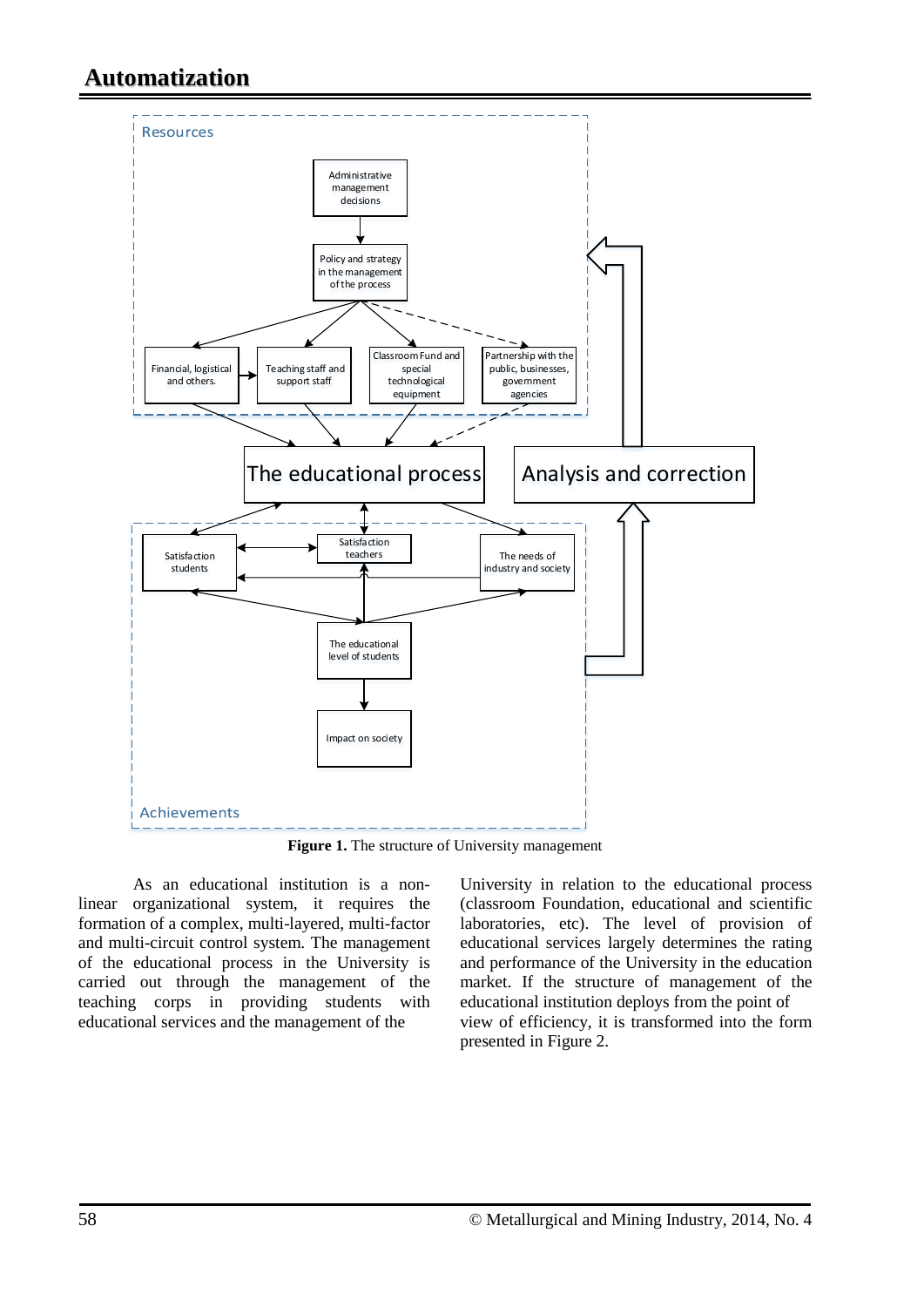**Figure 1.** The structure of University management

As an educational institution is a non-linear organizational system, it requires the formation of a complex, multi-layered, multi-factor and multi-circuit control system. The management of the educational process in the University is carried out through the management of the teaching corps in providing students with educational services and the management of the University in relation to the educational process (classroom Foundation, educational and scientific laboratories, etc). The level of provision of educational services largely determines the rating and performance of the University in the education market. If the structure of management of the educational institution deploys from the point of view of efficiency, it is transformed into the form presented in Figure 2.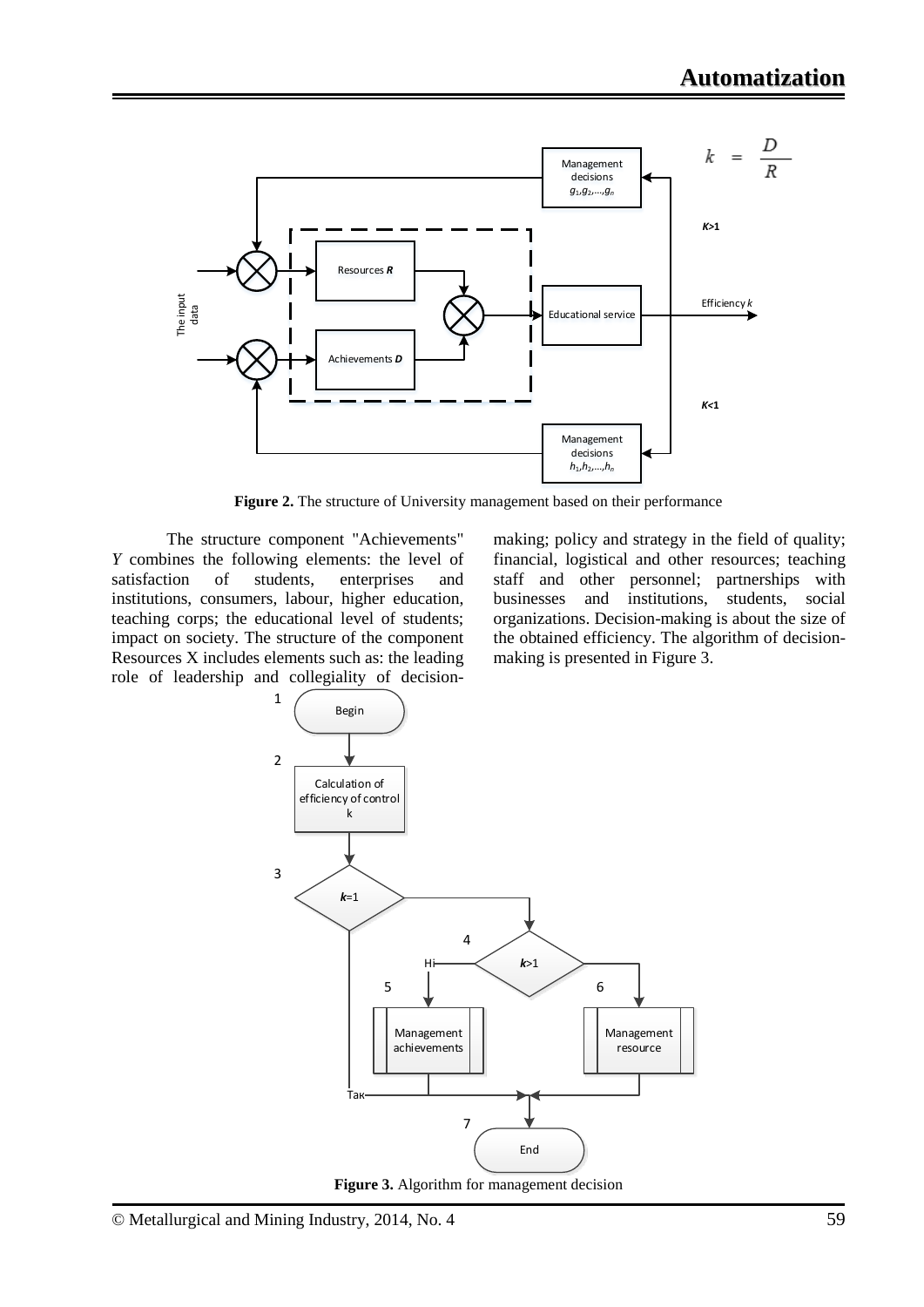Figure 2. The structure of University management based on their performance

The structure component "Achievements" *Y* combines the following elements: the level of satisfaction of students, enterprises and institutions, consumers, labour, higher education, teaching corps; the educational level of students; impact on society. The structure of the component Resources X includes elements such as: the leading role of leadership and collegiality of decision-making; policy and strategy in the field of quality; financial, logistical and other resources; teaching staff and other personnel; partnerships with businesses and institutions, students, social organizations. Decision-making is about the size of the obtained efficiency. The algorithm of decision-making is presented in Figure 3.

Figure 3. Algorithm for management decision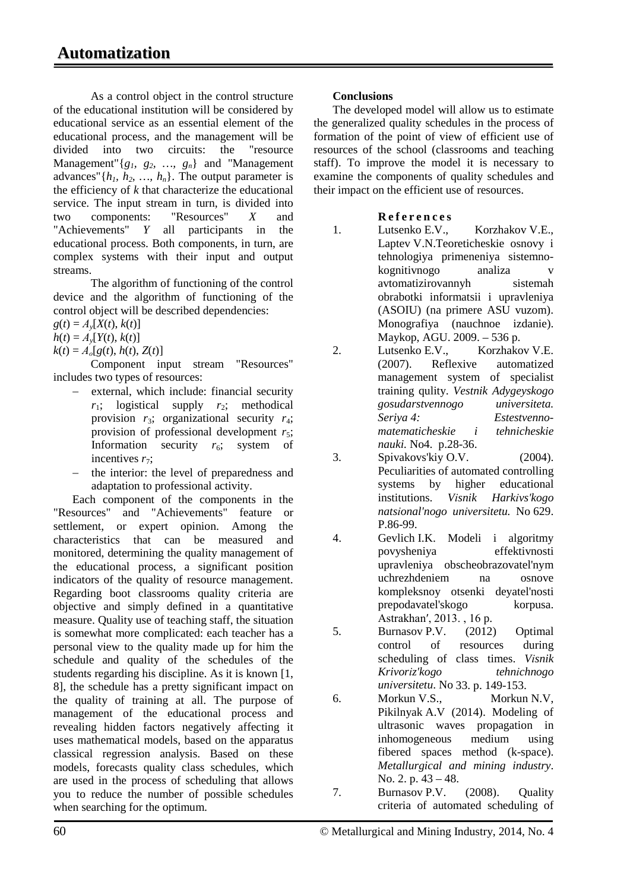As a control object in the control structure of the educational institution will be considered by educational service as an essential element of the educational process, and the management will be divided into two circuits: the "resource Management"$\{g_1, g_2, \ldots, g_n\}$ and "Management advances"$\{h_1, h_2, \ldots, h_n\}$. The output parameter is the efficiency of $k$ that characterize the educational service. The input stream in turn, is divided into two components: "Resources" $X$ and "Achievements" $Y$ all participants in the educational process. Both components, in turn, are complex systems with their input and output streams.

The algorithm of functioning of the control device and the algorithm of functioning of the control object will be described dependencies:

$g(t) = A_y[X(t), k(t)]$

$h(t) = A_y[Y(t), k(t)]$

$k(t) = A_o[g(t), h(t), Z(t)]$

Component input stream "Resources" includes two types of resources:

- external, which include: financial security $r_1$; logistical supply $r_2$; methodical provision $r_3$; organizational security $r_4$; provision of professional development $r_5$; Information security $r_6$; system of incentives $r_7$;
- the interior: the level of preparedness and adaptation to professional activity.

Each component of the components in the "Resources" and "Achievements" feature or settlement, or expert opinion. Among the characteristics that can be measured and monitored, determining the quality management of the educational process, a significant position indicators of the quality of resource management. Regarding boot classrooms quality criteria are objective and simply defined in a quantitative measure. Quality use of teaching staff, the situation is somewhat more complicated: each teacher has a personal view to the quality made up for him the schedule and quality of the schedules of the students regarding his discipline. As it is known [1, 8], the schedule has a pretty significant impact on the quality of training at all. The purpose of management of the educational process and revealing hidden factors negatively affecting it uses mathematical models, based on the apparatus classical regression analysis. Based on these models, forecasts quality class schedules, which are used in the process of scheduling that allows you to reduce the number of possible schedules when searching for the optimum.

## Conclusions

The developed model will allow us to estimate the generalized quality schedules in the process of formation of the point of view of efficient use of resources of the school (classrooms and teaching staff). To improve the model it is necessary to examine the components of quality schedules and their impact on the efficient use of resources.

## References

1. Lutsenko E.V., Korzhakov V.E., Laptev V.N.Teoreticheskie osnovy i tehnologiya primeneniya sistemno-kognitivnogo analiza v avtomatizirovannyh sistemah obrabotki informatsii i upravleniya (ASOIU) (na primere ASU vuzom). Monografiya (nauchnoe izdanie). Maykop, AGU. 2009. – 536 p.
2. Lutsenko E.V., Korzhakov V.E. (2007). Reflexive automatized management system of specialist training qulity. *Vestnik Adygeyskogo gosudarstvennogo universiteta. Seriya 4: Estestvenno-matematicheskie i tehnicheskie nauki*. No4. p.28-36.
3. Spivakovs'kiy O.V. (2004). Peculiarities of automated controlling systems by higher educational institutions. *Visnik Harkivs'kogo natsional'nogo universitetu.* No 629. P.86-99.
4. Gevlich I.K. Modeli i algoritmy povysheniya effektivnosti upravleniya obscheobrazovatel'nym uchrezhdeniem na osnove kompleksnoy otsenki deyatel'nosti prepodavatel'skogo korpusa. Astrakhan′, 2013. , 16 p.
5. Burnasov P.V. (2012) Optimal control of resources during scheduling of class times. *Visnik Krivoriz'kogo tehnichnogo universitetu*. No 33. p. 149-153.
6. Morkun V.S., Morkun N.V, Pikilnyak A.V (2014). Modeling of ultrasonic waves propagation in inhomogeneous medium using fibered spaces method (k-space). *Metallurgical and mining industry*. No. 2. p. 43 – 48.
7. Burnasov P.V. (2008). Quality criteria of automated scheduling of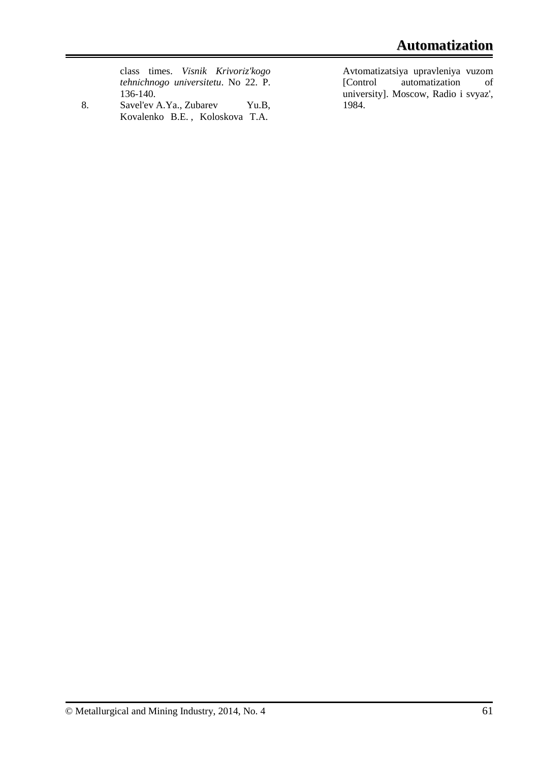class times. *Visnik Krivoriz'kogo tehnichnogo universitetu*. No 22. P. 136-140.

8. Savel'ev A.Ya., Zubarev Yu.B, Kovalenko B.E. , Koloskova T.A. Avtomatizatsiya upravleniya vuzom [Control automatization of university]. Moscow, Radio i svyaz', 1984.